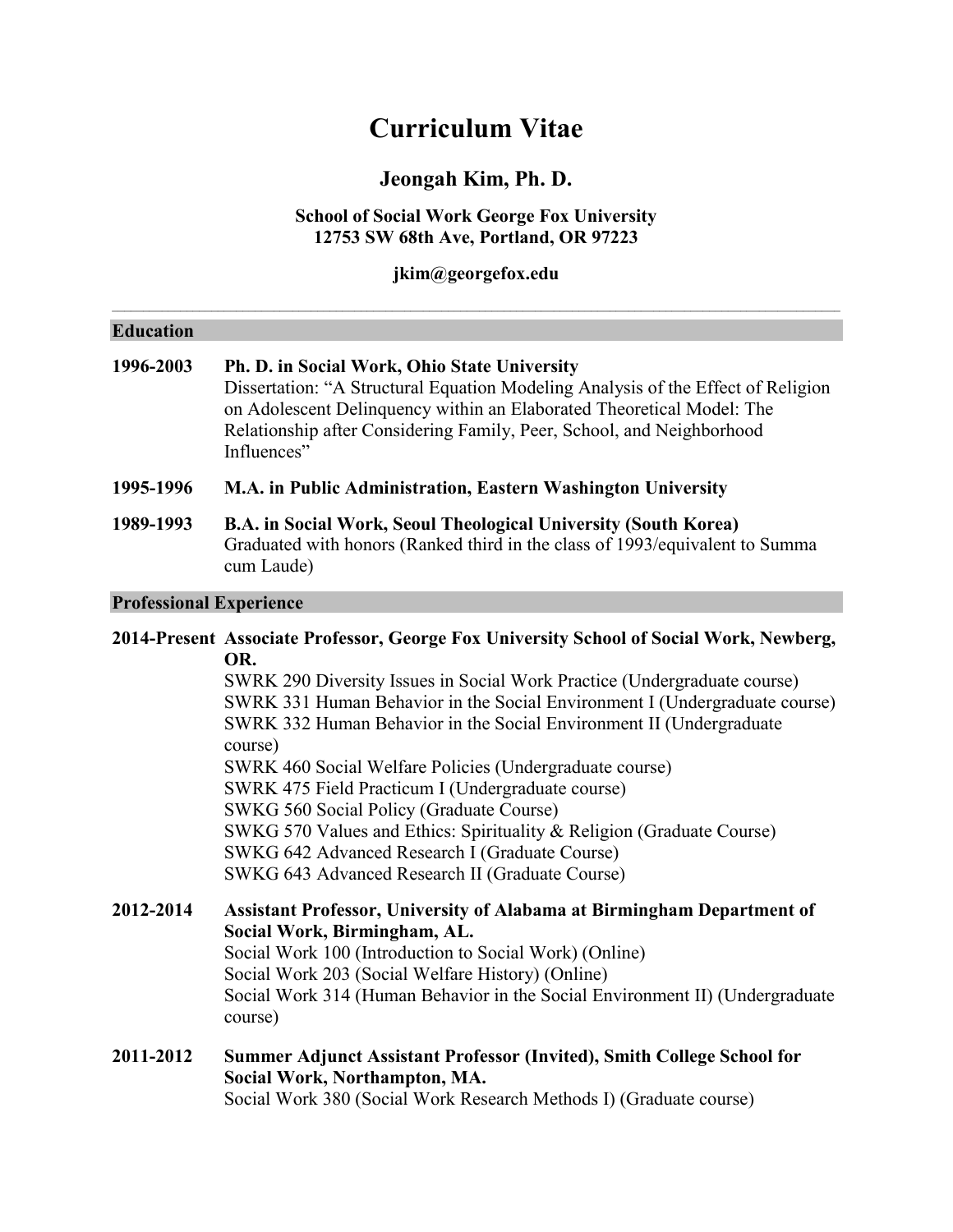# Curriculum Vitae

## Jeongah Kim, Ph. D.

**School of Social Work George Fox University**
**12753 SW 68th Ave, Portland, OR 97223**

**jkim@georgefox.edu**

---

## Education

**1996-2003** **Ph. D. in Social Work, Ohio State University**
Dissertation: "A Structural Equation Modeling Analysis of the Effect of Religion on Adolescent Delinquency within an Elaborated Theoretical Model: The Relationship after Considering Family, Peer, School, and Neighborhood Influences"

**1995-1996** **M.A. in Public Administration, Eastern Washington University**

**1989-1993** **B.A. in Social Work, Seoul Theological University (South Korea)**
Graduated with honors (Ranked third in the class of 1993/equivalent to Summa cum Laude)

## Professional Experience

**2014-Present** **Associate Professor, George Fox University School of Social Work, Newberg, OR.**
SWRK 290 Diversity Issues in Social Work Practice (Undergraduate course)
SWRK 331 Human Behavior in the Social Environment I (Undergraduate course)
SWRK 332 Human Behavior in the Social Environment II (Undergraduate course)
SWRK 460 Social Welfare Policies (Undergraduate course)
SWRK 475 Field Practicum I (Undergraduate course)
SWKG 560 Social Policy (Graduate Course)
SWKG 570 Values and Ethics: Spirituality & Religion (Graduate Course)
SWKG 642 Advanced Research I (Graduate Course)
SWKG 643 Advanced Research II (Graduate Course)

**2012-2014** **Assistant Professor, University of Alabama at Birmingham Department of Social Work, Birmingham, AL.**
Social Work 100 (Introduction to Social Work) (Online)
Social Work 203 (Social Welfare History) (Online)
Social Work 314 (Human Behavior in the Social Environment II) (Undergraduate course)

**2011-2012** **Summer Adjunct Assistant Professor (Invited), Smith College School for Social Work, Northampton, MA.**
Social Work 380 (Social Work Research Methods I) (Graduate course)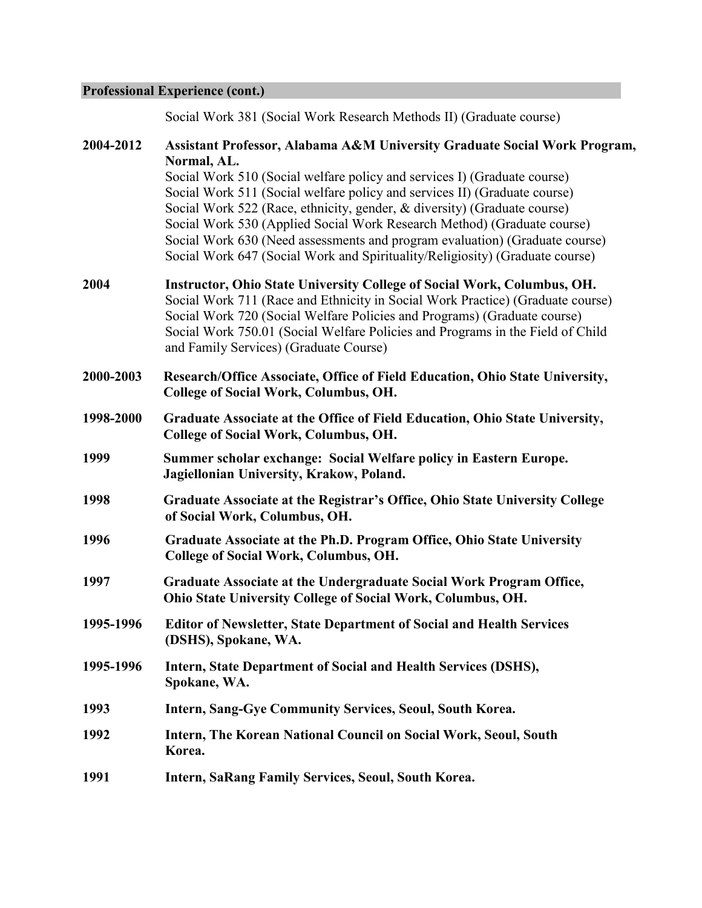## Professional Experience (cont.)

Social Work 381 (Social Work Research Methods II) (Graduate course)

**2004-2012** **Assistant Professor, Alabama A&M University Graduate Social Work Program, Normal, AL.**
Social Work 510 (Social welfare policy and services I) (Graduate course)
Social Work 511 (Social welfare policy and services II) (Graduate course)
Social Work 522 (Race, ethnicity, gender, & diversity) (Graduate course)
Social Work 530 (Applied Social Work Research Method) (Graduate course)
Social Work 630 (Need assessments and program evaluation) (Graduate course)
Social Work 647 (Social Work and Spirituality/Religiosity) (Graduate course)

**2004** **Instructor, Ohio State University College of Social Work, Columbus, OH.**
Social Work 711 (Race and Ethnicity in Social Work Practice) (Graduate course)
Social Work 720 (Social Welfare Policies and Programs) (Graduate course)
Social Work 750.01 (Social Welfare Policies and Programs in the Field of Child and Family Services) (Graduate Course)

**2000-2003** **Research/Office Associate, Office of Field Education, Ohio State University, College of Social Work, Columbus, OH.**

**1998-2000** **Graduate Associate at the Office of Field Education, Ohio State University, College of Social Work, Columbus, OH.**

**1999** **Summer scholar exchange: Social Welfare policy in Eastern Europe. Jagiellonian University, Krakow, Poland.**

**1998** **Graduate Associate at the Registrar's Office, Ohio State University College of Social Work, Columbus, OH.**

**1996** **Graduate Associate at the Ph.D. Program Office, Ohio State University College of Social Work, Columbus, OH.**

**1997** **Graduate Associate at the Undergraduate Social Work Program Office, Ohio State University College of Social Work, Columbus, OH.**

**1995-1996** **Editor of Newsletter, State Department of Social and Health Services (DSHS), Spokane, WA.**

**1995-1996** **Intern, State Department of Social and Health Services (DSHS), Spokane, WA.**

**1993** **Intern, Sang-Gye Community Services, Seoul, South Korea.**

**1992** **Intern, The Korean National Council on Social Work, Seoul, South Korea.**

**1991** **Intern, SaRang Family Services, Seoul, South Korea.**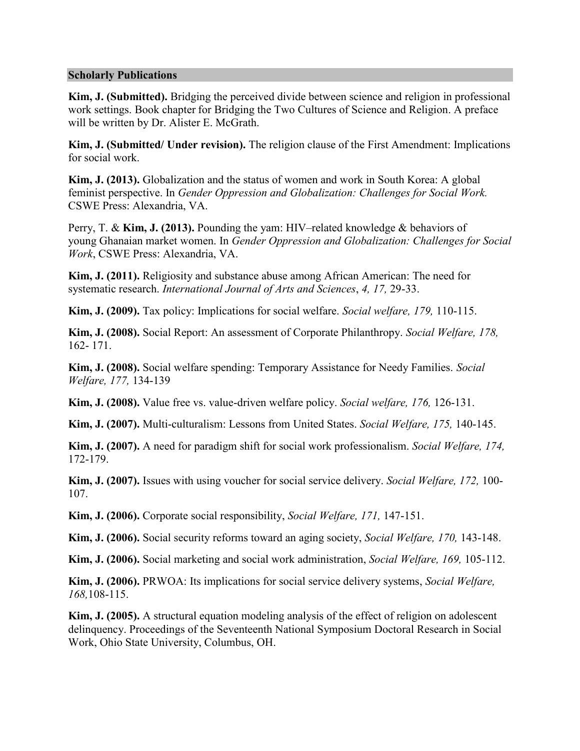## Scholarly Publications

**Kim, J. (Submitted).** Bridging the perceived divide between science and religion in professional work settings. Book chapter for Bridging the Two Cultures of Science and Religion. A preface will be written by Dr. Alister E. McGrath.

**Kim, J. (Submitted/ Under revision).** The religion clause of the First Amendment: Implications for social work.

**Kim, J. (2013).** Globalization and the status of women and work in South Korea: A global feminist perspective. In *Gender Oppression and Globalization: Challenges for Social Work.* CSWE Press: Alexandria, VA.

Perry, T. & **Kim, J. (2013).** Pounding the yam: HIV–related knowledge & behaviors of young Ghanaian market women. In *Gender Oppression and Globalization: Challenges for Social Work*, CSWE Press: Alexandria, VA.

**Kim, J. (2011).** Religiosity and substance abuse among African American: The need for systematic research. *International Journal of Arts and Sciences*, *4, 17,* 29-33.

**Kim, J. (2009).** Tax policy: Implications for social welfare. *Social welfare, 179,* 110-115.

**Kim, J. (2008).** Social Report: An assessment of Corporate Philanthropy. *Social Welfare, 178,* 162- 171.

**Kim, J. (2008).** Social welfare spending: Temporary Assistance for Needy Families. *Social Welfare, 177,* 134-139

**Kim, J. (2008).** Value free vs. value-driven welfare policy. *Social welfare, 176,* 126-131.

**Kim, J. (2007).** Multi-culturalism: Lessons from United States. *Social Welfare, 175,* 140-145.

**Kim, J. (2007).** A need for paradigm shift for social work professionalism. *Social Welfare, 174,* 172-179.

**Kim, J. (2007).** Issues with using voucher for social service delivery. *Social Welfare, 172,* 100-107.

**Kim, J. (2006).** Corporate social responsibility, *Social Welfare, 171,* 147-151.

**Kim, J. (2006).** Social security reforms toward an aging society, *Social Welfare, 170,* 143-148.

**Kim, J. (2006).** Social marketing and social work administration, *Social Welfare, 169,* 105-112.

**Kim, J. (2006).** PRWOA: Its implications for social service delivery systems, *Social Welfare, 168,*108-115.

**Kim, J. (2005).** A structural equation modeling analysis of the effect of religion on adolescent delinquency. Proceedings of the Seventeenth National Symposium Doctoral Research in Social Work, Ohio State University, Columbus, OH.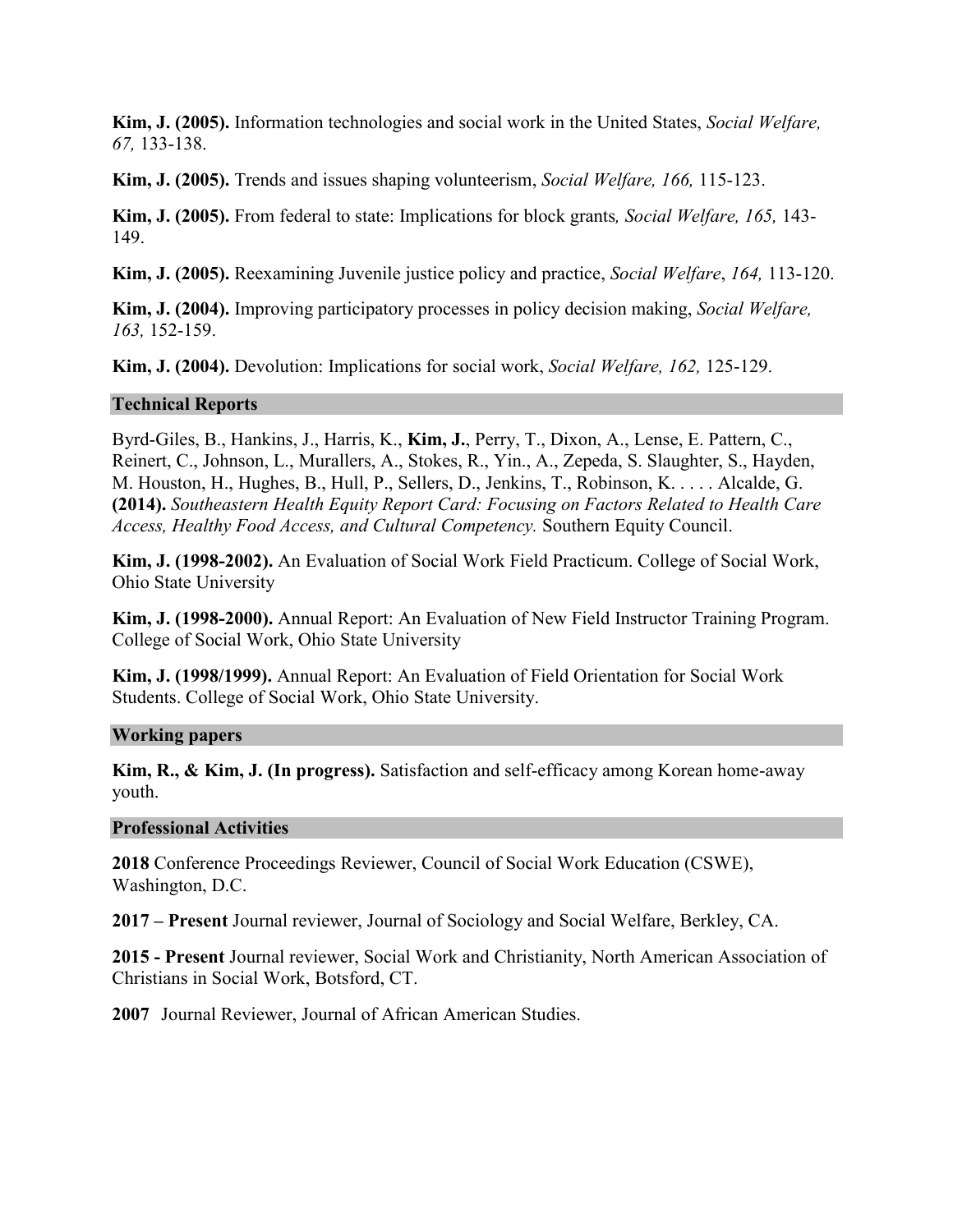**Kim, J. (2005).** Information technologies and social work in the United States, *Social Welfare, 67,* 133-138.

**Kim, J. (2005).** Trends and issues shaping volunteerism, *Social Welfare, 166,* 115-123.

**Kim, J. (2005).** From federal to state: Implications for block grants*, Social Welfare, 165,* 143-149.

**Kim, J. (2005).** Reexamining Juvenile justice policy and practice, *Social Welfare*, *164,* 113-120.

**Kim, J. (2004).** Improving participatory processes in policy decision making, *Social Welfare, 163,* 152-159.

**Kim, J. (2004).** Devolution: Implications for social work, *Social Welfare, 162,* 125-129.

## Technical Reports

Byrd-Giles, B., Hankins, J., Harris, K., **Kim, J.**, Perry, T., Dixon, A., Lense, E. Pattern, C., Reinert, C., Johnson, L., Murallers, A., Stokes, R., Yin., A., Zepeda, S. Slaughter, S., Hayden, M. Houston, H., Hughes, B., Hull, P., Sellers, D., Jenkins, T., Robinson, K. . . . . Alcalde, G. **(2014).** *Southeastern Health Equity Report Card: Focusing on Factors Related to Health Care Access, Healthy Food Access, and Cultural Competency.* Southern Equity Council.

**Kim, J. (1998-2002).** An Evaluation of Social Work Field Practicum. College of Social Work, Ohio State University

**Kim, J. (1998-2000).** Annual Report: An Evaluation of New Field Instructor Training Program. College of Social Work, Ohio State University

**Kim, J. (1998/1999).** Annual Report: An Evaluation of Field Orientation for Social Work Students. College of Social Work, Ohio State University.

## Working papers

**Kim, R., & Kim, J. (In progress).** Satisfaction and self-efficacy among Korean home-away youth.

## Professional Activities

**2018** Conference Proceedings Reviewer, Council of Social Work Education (CSWE), Washington, D.C.

**2017 – Present** Journal reviewer, Journal of Sociology and Social Welfare, Berkley, CA.

**2015 - Present** Journal reviewer, Social Work and Christianity, North American Association of Christians in Social Work, Botsford, CT.

**2007** Journal Reviewer, Journal of African American Studies.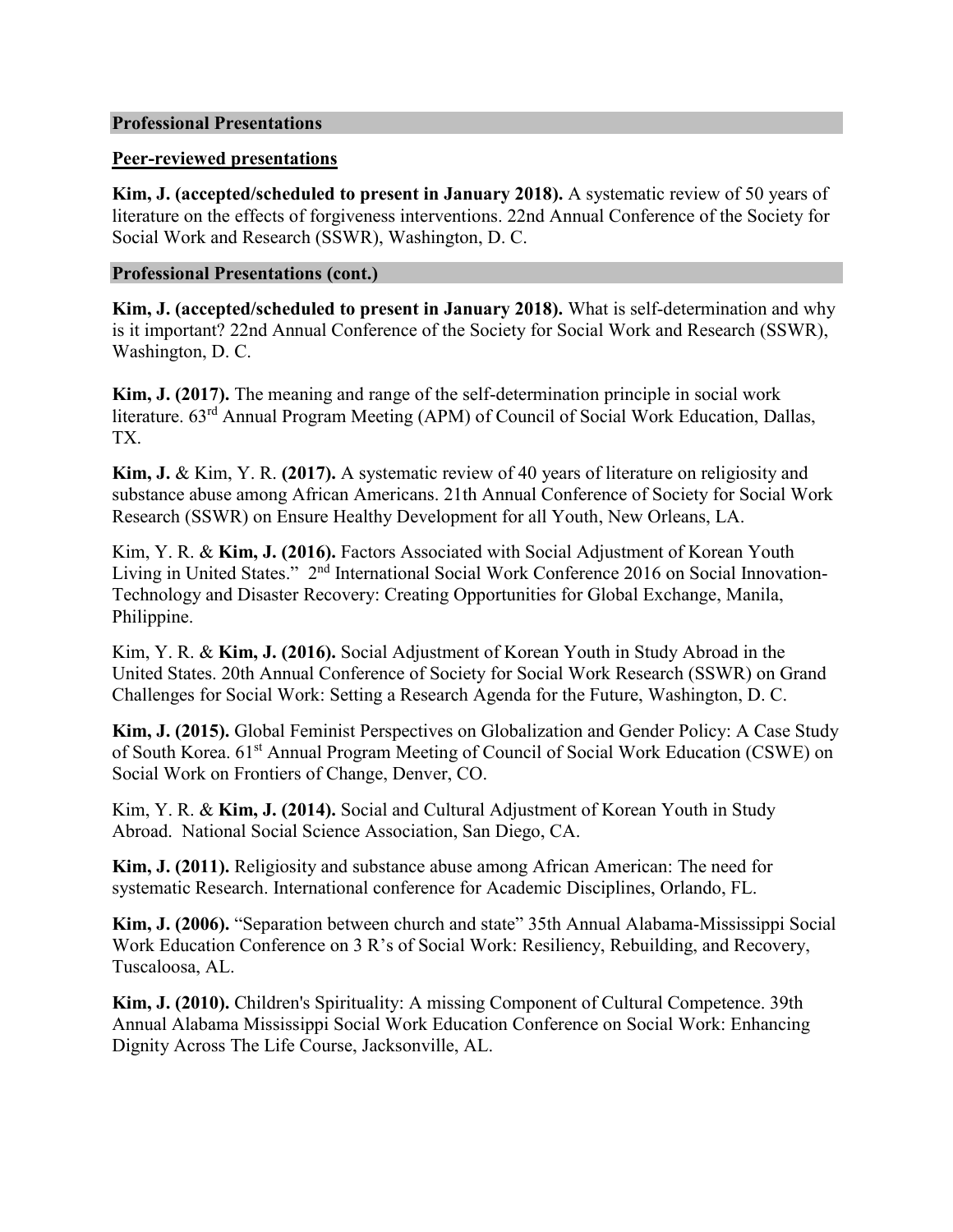## Professional Presentations

### Peer-reviewed presentations

**Kim, J. (accepted/scheduled to present in January 2018).** A systematic review of 50 years of literature on the effects of forgiveness interventions. 22nd Annual Conference of the Society for Social Work and Research (SSWR), Washington, D. C.

## Professional Presentations (cont.)

**Kim, J. (accepted/scheduled to present in January 2018).** What is self-determination and why is it important? 22nd Annual Conference of the Society for Social Work and Research (SSWR), Washington, D. C.

**Kim, J. (2017).** The meaning and range of the self-determination principle in social work literature. 63rd Annual Program Meeting (APM) of Council of Social Work Education, Dallas, TX.

**Kim, J.** & Kim, Y. R. **(2017).** A systematic review of 40 years of literature on religiosity and substance abuse among African Americans. 21th Annual Conference of Society for Social Work Research (SSWR) on Ensure Healthy Development for all Youth, New Orleans, LA.

Kim, Y. R. & **Kim, J. (2016).** Factors Associated with Social Adjustment of Korean Youth Living in United States." 2nd International Social Work Conference 2016 on Social Innovation-Technology and Disaster Recovery: Creating Opportunities for Global Exchange, Manila, Philippine.

Kim, Y. R. & **Kim, J. (2016).** Social Adjustment of Korean Youth in Study Abroad in the United States. 20th Annual Conference of Society for Social Work Research (SSWR) on Grand Challenges for Social Work: Setting a Research Agenda for the Future, Washington, D. C.

**Kim, J. (2015).** Global Feminist Perspectives on Globalization and Gender Policy: A Case Study of South Korea. 61st Annual Program Meeting of Council of Social Work Education (CSWE) on Social Work on Frontiers of Change, Denver, CO.

Kim, Y. R. & **Kim, J. (2014).** Social and Cultural Adjustment of Korean Youth in Study Abroad. National Social Science Association, San Diego, CA.

**Kim, J. (2011).** Religiosity and substance abuse among African American: The need for systematic Research. International conference for Academic Disciplines, Orlando, FL.

**Kim, J. (2006).** "Separation between church and state" 35th Annual Alabama-Mississippi Social Work Education Conference on 3 R's of Social Work: Resiliency, Rebuilding, and Recovery, Tuscaloosa, AL.

**Kim, J. (2010).** Children's Spirituality: A missing Component of Cultural Competence. 39th Annual Alabama Mississippi Social Work Education Conference on Social Work: Enhancing Dignity Across The Life Course, Jacksonville, AL.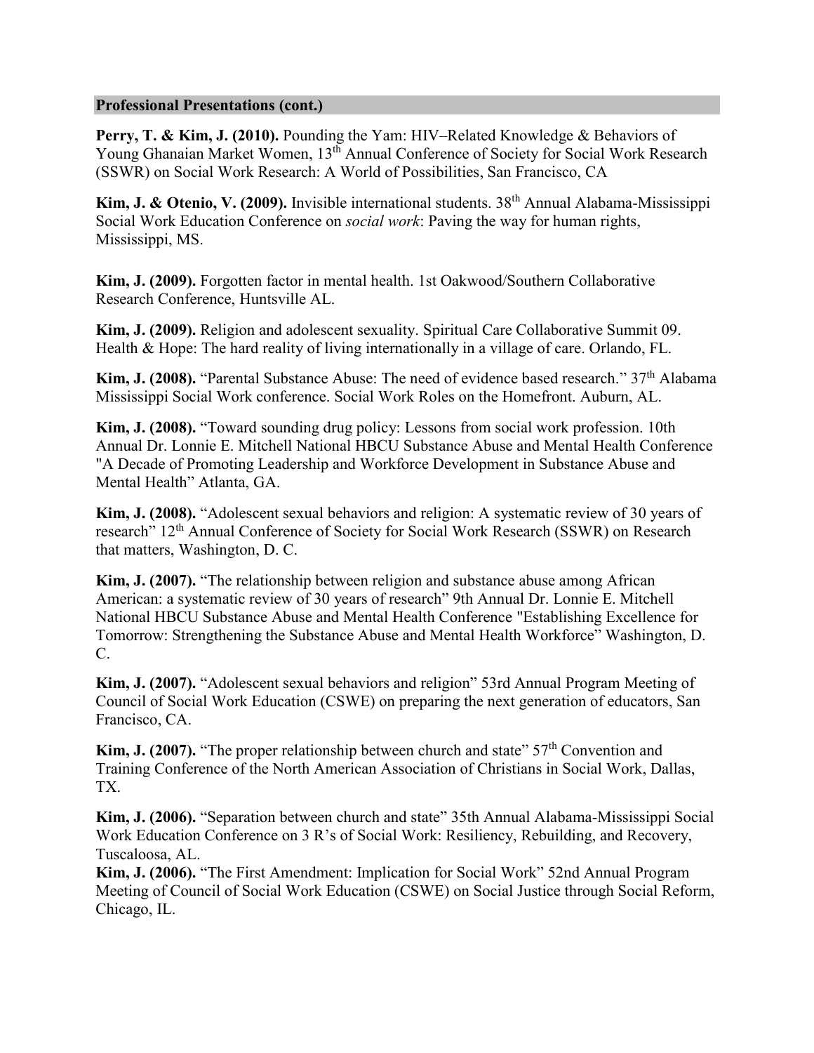## Professional Presentations (cont.)

**Perry, T. & Kim, J. (2010).** Pounding the Yam: HIV–Related Knowledge & Behaviors of Young Ghanaian Market Women, 13th Annual Conference of Society for Social Work Research (SSWR) on Social Work Research: A World of Possibilities, San Francisco, CA

**Kim, J. & Otenio, V. (2009).** Invisible international students. 38th Annual Alabama-Mississippi Social Work Education Conference on *social work*: Paving the way for human rights, Mississippi, MS.

**Kim, J. (2009).** Forgotten factor in mental health. 1st Oakwood/Southern Collaborative Research Conference, Huntsville AL.

**Kim, J. (2009).** Religion and adolescent sexuality. Spiritual Care Collaborative Summit 09. Health & Hope: The hard reality of living internationally in a village of care. Orlando, FL.

**Kim, J. (2008).** "Parental Substance Abuse: The need of evidence based research." 37th Alabama Mississippi Social Work conference. Social Work Roles on the Homefront. Auburn, AL.

**Kim, J. (2008).** "Toward sounding drug policy: Lessons from social work profession. 10th Annual Dr. Lonnie E. Mitchell National HBCU Substance Abuse and Mental Health Conference "A Decade of Promoting Leadership and Workforce Development in Substance Abuse and Mental Health" Atlanta, GA.

**Kim, J. (2008).** "Adolescent sexual behaviors and religion: A systematic review of 30 years of research" 12th Annual Conference of Society for Social Work Research (SSWR) on Research that matters, Washington, D. C.

**Kim, J. (2007).** "The relationship between religion and substance abuse among African American: a systematic review of 30 years of research" 9th Annual Dr. Lonnie E. Mitchell National HBCU Substance Abuse and Mental Health Conference "Establishing Excellence for Tomorrow: Strengthening the Substance Abuse and Mental Health Workforce" Washington, D. C.

**Kim, J. (2007).** "Adolescent sexual behaviors and religion" 53rd Annual Program Meeting of Council of Social Work Education (CSWE) on preparing the next generation of educators, San Francisco, CA.

**Kim, J. (2007).** "The proper relationship between church and state" 57th Convention and Training Conference of the North American Association of Christians in Social Work, Dallas, TX.

**Kim, J. (2006).** "Separation between church and state" 35th Annual Alabama-Mississippi Social Work Education Conference on 3 R's of Social Work: Resiliency, Rebuilding, and Recovery, Tuscaloosa, AL.

**Kim, J. (2006).** "The First Amendment: Implication for Social Work" 52nd Annual Program Meeting of Council of Social Work Education (CSWE) on Social Justice through Social Reform, Chicago, IL.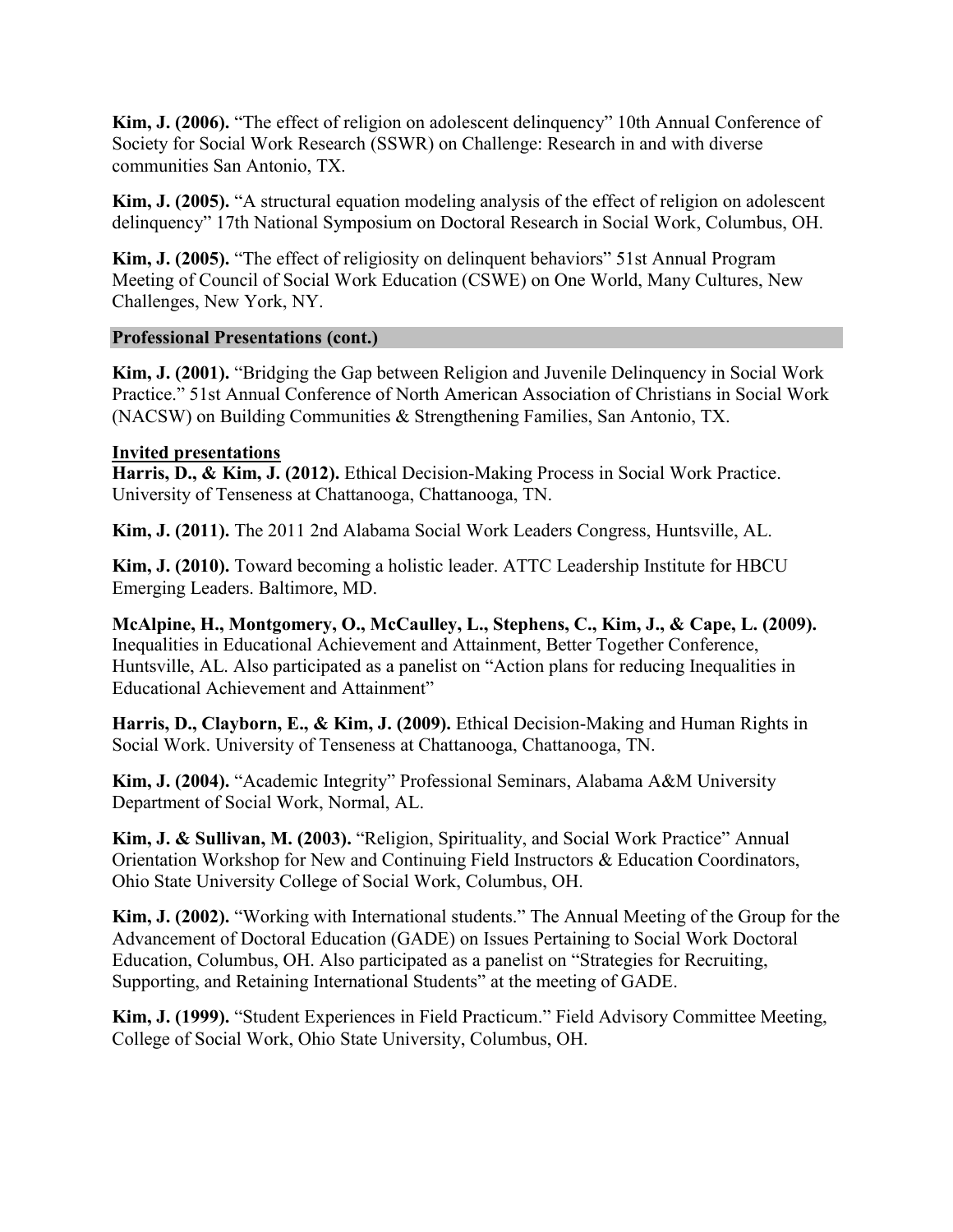**Kim, J. (2006).** "The effect of religion on adolescent delinquency" 10th Annual Conference of Society for Social Work Research (SSWR) on Challenge: Research in and with diverse communities San Antonio, TX.

**Kim, J. (2005).** "A structural equation modeling analysis of the effect of religion on adolescent delinquency" 17th National Symposium on Doctoral Research in Social Work, Columbus, OH.

**Kim, J. (2005).** "The effect of religiosity on delinquent behaviors" 51st Annual Program Meeting of Council of Social Work Education (CSWE) on One World, Many Cultures, New Challenges, New York, NY.

## Professional Presentations (cont.)

**Kim, J. (2001).** "Bridging the Gap between Religion and Juvenile Delinquency in Social Work Practice." 51st Annual Conference of North American Association of Christians in Social Work (NACSW) on Building Communities & Strengthening Families, San Antonio, TX.

### Invited presentations

**Harris, D., & Kim, J. (2012).** Ethical Decision-Making Process in Social Work Practice. University of Tenseness at Chattanooga, Chattanooga, TN.

**Kim, J. (2011).** The 2011 2nd Alabama Social Work Leaders Congress, Huntsville, AL.

**Kim, J. (2010).** Toward becoming a holistic leader. ATTC Leadership Institute for HBCU Emerging Leaders. Baltimore, MD.

**McAlpine, H., Montgomery, O., McCaulley, L., Stephens, C., Kim, J., & Cape, L. (2009).** Inequalities in Educational Achievement and Attainment, Better Together Conference, Huntsville, AL. Also participated as a panelist on "Action plans for reducing Inequalities in Educational Achievement and Attainment"

**Harris, D., Clayborn, E., & Kim, J. (2009).** Ethical Decision-Making and Human Rights in Social Work. University of Tenseness at Chattanooga, Chattanooga, TN.

**Kim, J. (2004).** "Academic Integrity" Professional Seminars, Alabama A&M University Department of Social Work, Normal, AL.

**Kim, J. & Sullivan, M. (2003).** "Religion, Spirituality, and Social Work Practice" Annual Orientation Workshop for New and Continuing Field Instructors & Education Coordinators, Ohio State University College of Social Work, Columbus, OH.

**Kim, J. (2002).** "Working with International students." The Annual Meeting of the Group for the Advancement of Doctoral Education (GADE) on Issues Pertaining to Social Work Doctoral Education, Columbus, OH. Also participated as a panelist on "Strategies for Recruiting, Supporting, and Retaining International Students" at the meeting of GADE.

**Kim, J. (1999).** "Student Experiences in Field Practicum." Field Advisory Committee Meeting, College of Social Work, Ohio State University, Columbus, OH.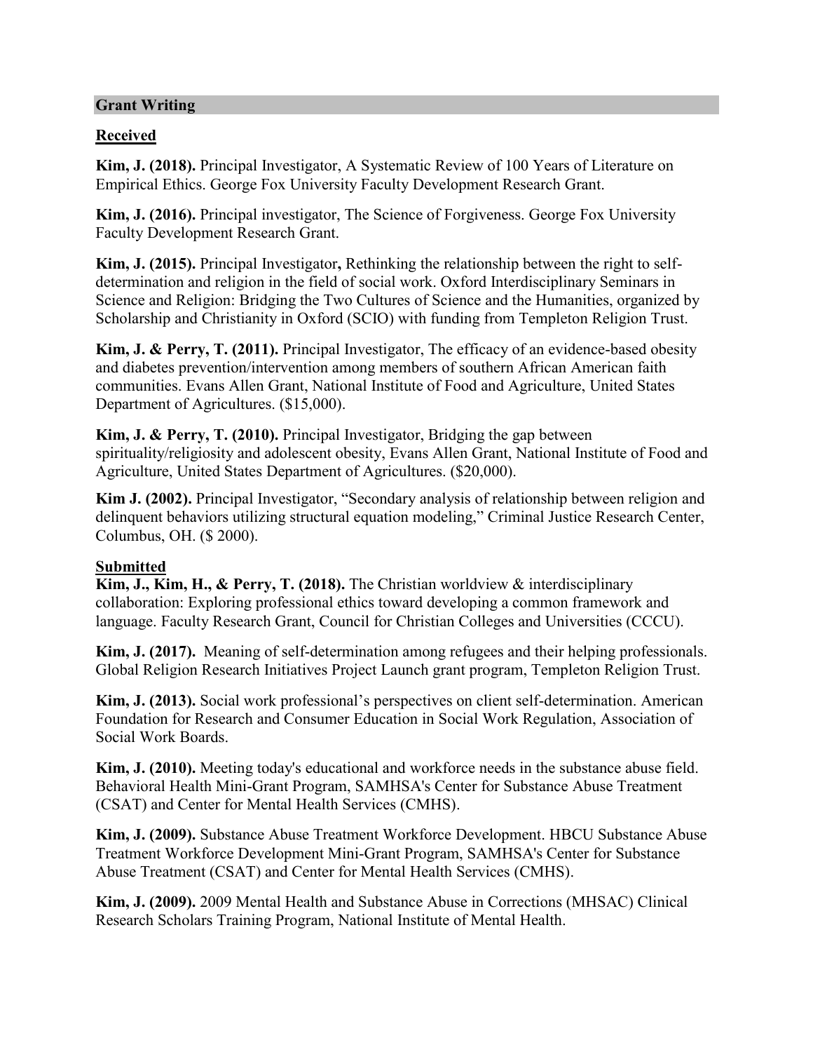## Grant Writing

**Received**

**Kim, J. (2018).** Principal Investigator, A Systematic Review of 100 Years of Literature on Empirical Ethics. George Fox University Faculty Development Research Grant.

**Kim, J. (2016).** Principal investigator, The Science of Forgiveness. George Fox University Faculty Development Research Grant.

**Kim, J. (2015).** Principal Investigator**,** Rethinking the relationship between the right to self-determination and religion in the field of social work. Oxford Interdisciplinary Seminars in Science and Religion: Bridging the Two Cultures of Science and the Humanities, organized by Scholarship and Christianity in Oxford (SCIO) with funding from Templeton Religion Trust.

**Kim, J. & Perry, T. (2011).** Principal Investigator, The efficacy of an evidence-based obesity and diabetes prevention/intervention among members of southern African American faith communities. Evans Allen Grant, National Institute of Food and Agriculture, United States Department of Agricultures. ($15,000).

**Kim, J. & Perry, T. (2010).** Principal Investigator, Bridging the gap between spirituality/religiosity and adolescent obesity, Evans Allen Grant, National Institute of Food and Agriculture, United States Department of Agricultures. ($20,000).

**Kim J. (2002).** Principal Investigator, "Secondary analysis of relationship between religion and delinquent behaviors utilizing structural equation modeling," Criminal Justice Research Center, Columbus, OH. ($ 2000).

**Submitted**

**Kim, J., Kim, H., & Perry, T. (2018).** The Christian worldview & interdisciplinary collaboration: Exploring professional ethics toward developing a common framework and language. Faculty Research Grant, Council for Christian Colleges and Universities (CCCU).

**Kim, J. (2017).** Meaning of self-determination among refugees and their helping professionals. Global Religion Research Initiatives Project Launch grant program, Templeton Religion Trust.

**Kim, J. (2013).** Social work professional's perspectives on client self-determination. American Foundation for Research and Consumer Education in Social Work Regulation, Association of Social Work Boards.

**Kim, J. (2010).** Meeting today's educational and workforce needs in the substance abuse field. Behavioral Health Mini-Grant Program, SAMHSA's Center for Substance Abuse Treatment (CSAT) and Center for Mental Health Services (CMHS).

**Kim, J. (2009).** Substance Abuse Treatment Workforce Development. HBCU Substance Abuse Treatment Workforce Development Mini-Grant Program, SAMHSA's Center for Substance Abuse Treatment (CSAT) and Center for Mental Health Services (CMHS).

**Kim, J. (2009).** 2009 Mental Health and Substance Abuse in Corrections (MHSAC) Clinical Research Scholars Training Program, National Institute of Mental Health.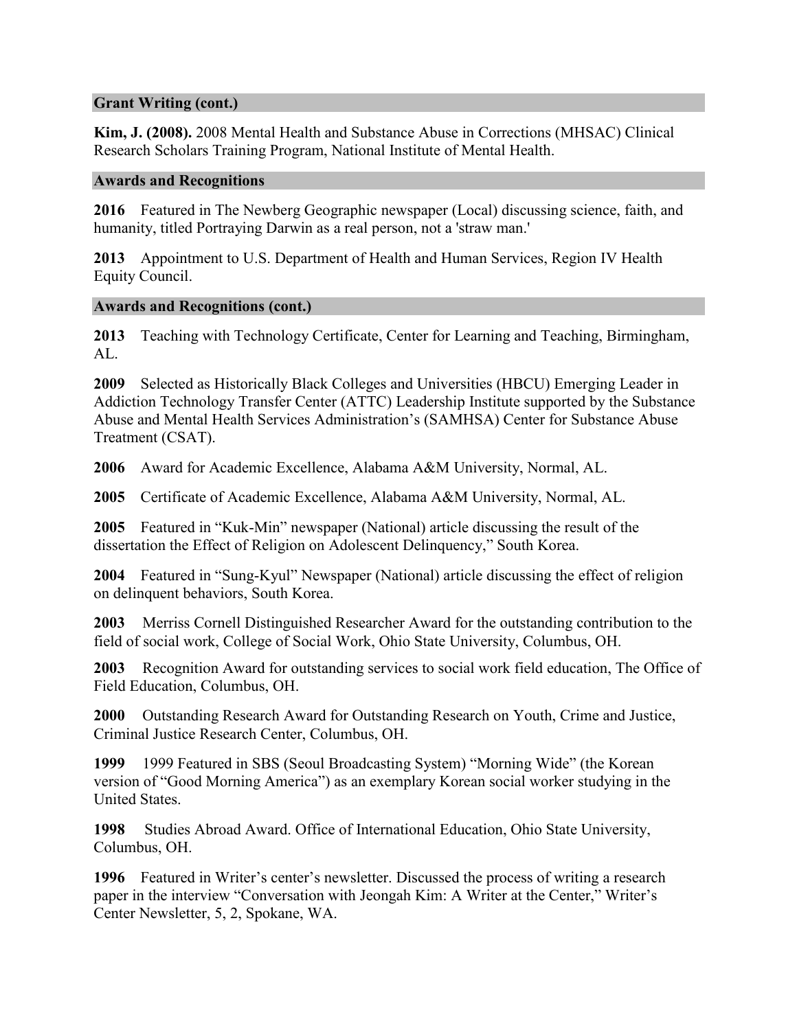## Grant Writing (cont.)

**Kim, J. (2008).** 2008 Mental Health and Substance Abuse in Corrections (MHSAC) Clinical Research Scholars Training Program, National Institute of Mental Health.

## Awards and Recognitions

**2016** Featured in The Newberg Geographic newspaper (Local) discussing science, faith, and humanity, titled Portraying Darwin as a real person, not a 'straw man.'

**2013** Appointment to U.S. Department of Health and Human Services, Region IV Health Equity Council.

## Awards and Recognitions (cont.)

**2013** Teaching with Technology Certificate, Center for Learning and Teaching, Birmingham, AL.

**2009** Selected as Historically Black Colleges and Universities (HBCU) Emerging Leader in Addiction Technology Transfer Center (ATTC) Leadership Institute supported by the Substance Abuse and Mental Health Services Administration's (SAMHSA) Center for Substance Abuse Treatment (CSAT).

**2006** Award for Academic Excellence, Alabama A&M University, Normal, AL.

**2005** Certificate of Academic Excellence, Alabama A&M University, Normal, AL.

**2005** Featured in "Kuk-Min" newspaper (National) article discussing the result of the dissertation the Effect of Religion on Adolescent Delinquency," South Korea.

**2004** Featured in "Sung-Kyul" Newspaper (National) article discussing the effect of religion on delinquent behaviors, South Korea.

**2003** Merriss Cornell Distinguished Researcher Award for the outstanding contribution to the field of social work, College of Social Work, Ohio State University, Columbus, OH.

**2003** Recognition Award for outstanding services to social work field education, The Office of Field Education, Columbus, OH.

**2000** Outstanding Research Award for Outstanding Research on Youth, Crime and Justice, Criminal Justice Research Center, Columbus, OH.

**1999** 1999 Featured in SBS (Seoul Broadcasting System) "Morning Wide" (the Korean version of "Good Morning America") as an exemplary Korean social worker studying in the United States.

**1998** Studies Abroad Award. Office of International Education, Ohio State University, Columbus, OH.

**1996** Featured in Writer's center's newsletter. Discussed the process of writing a research paper in the interview "Conversation with Jeongah Kim: A Writer at the Center," Writer's Center Newsletter, 5, 2, Spokane, WA.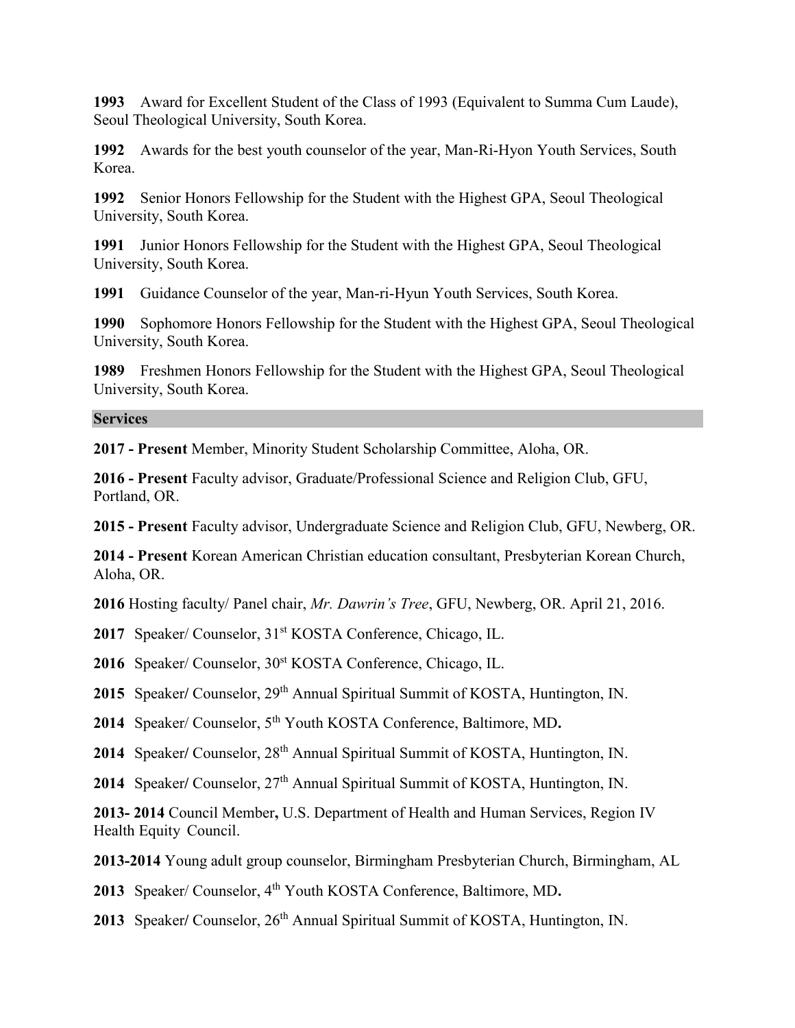**1993** Award for Excellent Student of the Class of 1993 (Equivalent to Summa Cum Laude), Seoul Theological University, South Korea.

**1992** Awards for the best youth counselor of the year, Man-Ri-Hyon Youth Services, South Korea.

**1992** Senior Honors Fellowship for the Student with the Highest GPA, Seoul Theological University, South Korea.

**1991** Junior Honors Fellowship for the Student with the Highest GPA, Seoul Theological University, South Korea.

**1991** Guidance Counselor of the year, Man-ri-Hyun Youth Services, South Korea.

**1990** Sophomore Honors Fellowship for the Student with the Highest GPA, Seoul Theological University, South Korea.

**1989** Freshmen Honors Fellowship for the Student with the Highest GPA, Seoul Theological University, South Korea.

## Services

**2017 - Present** Member, Minority Student Scholarship Committee, Aloha, OR.

**2016 - Present** Faculty advisor, Graduate/Professional Science and Religion Club, GFU, Portland, OR.

**2015 - Present** Faculty advisor, Undergraduate Science and Religion Club, GFU, Newberg, OR.

**2014 - Present** Korean American Christian education consultant, Presbyterian Korean Church, Aloha, OR.

**2016** Hosting faculty/ Panel chair, *Mr. Dawrin's Tree*, GFU, Newberg, OR. April 21, 2016.

**2017** Speaker/ Counselor, 31st KOSTA Conference, Chicago, IL.

**2016** Speaker/ Counselor, 30st KOSTA Conference, Chicago, IL.

**2015** Speaker/ Counselor, 29th Annual Spiritual Summit of KOSTA, Huntington, IN.

**2014** Speaker/ Counselor, 5th Youth KOSTA Conference, Baltimore, MD.

**2014** Speaker/ Counselor, 28th Annual Spiritual Summit of KOSTA, Huntington, IN.

**2014** Speaker/ Counselor, 27th Annual Spiritual Summit of KOSTA, Huntington, IN.

**2013- 2014** Council Member, U.S. Department of Health and Human Services, Region IV Health Equity Council.

**2013-2014** Young adult group counselor, Birmingham Presbyterian Church, Birmingham, AL

**2013** Speaker/ Counselor, 4th Youth KOSTA Conference, Baltimore, MD.

**2013** Speaker/ Counselor, 26th Annual Spiritual Summit of KOSTA, Huntington, IN.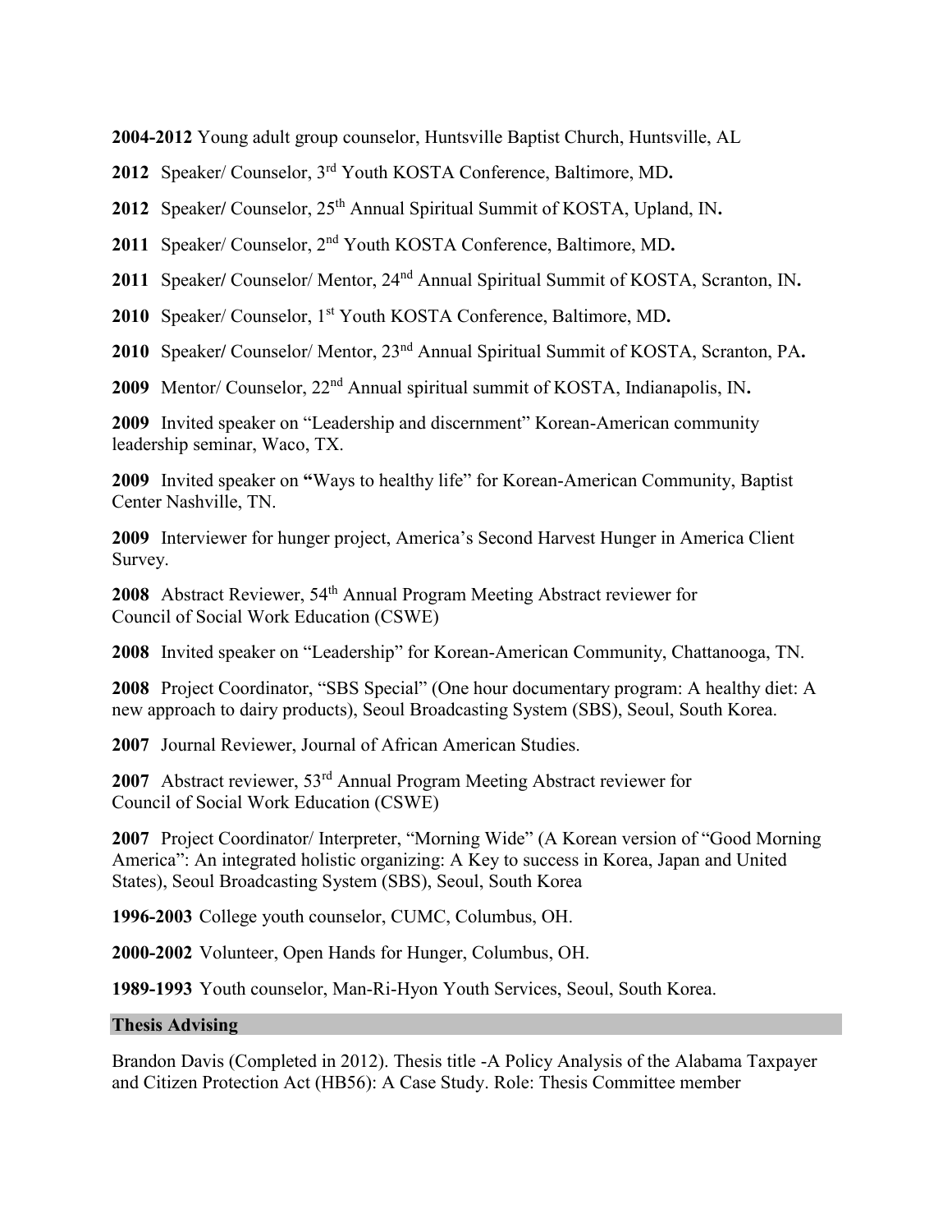**2004-2012** Young adult group counselor, Huntsville Baptist Church, Huntsville, AL

**2012** Speaker/ Counselor, 3rd Youth KOSTA Conference, Baltimore, MD**.**

**2012** Speaker**/** Counselor, 25th Annual Spiritual Summit of KOSTA, Upland, IN**.**

**2011** Speaker/ Counselor, 2nd Youth KOSTA Conference, Baltimore, MD**.**

**2011** Speaker**/** Counselor/ Mentor, 24nd Annual Spiritual Summit of KOSTA, Scranton, IN**.**

**2010** Speaker/ Counselor, 1st Youth KOSTA Conference, Baltimore, MD**.**

**2010** Speaker**/** Counselor/ Mentor, 23nd Annual Spiritual Summit of KOSTA, Scranton, PA**.**

**2009** Mentor/ Counselor, 22nd Annual spiritual summit of KOSTA, Indianapolis, IN**.**

**2009** Invited speaker on "Leadership and discernment" Korean-American community leadership seminar, Waco, TX.

**2009** Invited speaker on **"**Ways to healthy life" for Korean-American Community, Baptist Center Nashville, TN.

**2009** Interviewer for hunger project, America's Second Harvest Hunger in America Client Survey.

**2008** Abstract Reviewer, 54th Annual Program Meeting Abstract reviewer for Council of Social Work Education (CSWE)

**2008** Invited speaker on "Leadership" for Korean-American Community, Chattanooga, TN.

**2008** Project Coordinator, "SBS Special" (One hour documentary program: A healthy diet: A new approach to dairy products), Seoul Broadcasting System (SBS), Seoul, South Korea.

**2007** Journal Reviewer, Journal of African American Studies.

**2007** Abstract reviewer, 53rd Annual Program Meeting Abstract reviewer for Council of Social Work Education (CSWE)

**2007** Project Coordinator/ Interpreter, "Morning Wide" (A Korean version of "Good Morning America": An integrated holistic organizing: A Key to success in Korea, Japan and United States), Seoul Broadcasting System (SBS), Seoul, South Korea

**1996-2003** College youth counselor, CUMC, Columbus, OH.

**2000-2002** Volunteer, Open Hands for Hunger, Columbus, OH.

**1989-1993** Youth counselor, Man-Ri-Hyon Youth Services, Seoul, South Korea.

## Thesis Advising

Brandon Davis (Completed in 2012). Thesis title -A Policy Analysis of the Alabama Taxpayer and Citizen Protection Act (HB56): A Case Study. Role: Thesis Committee member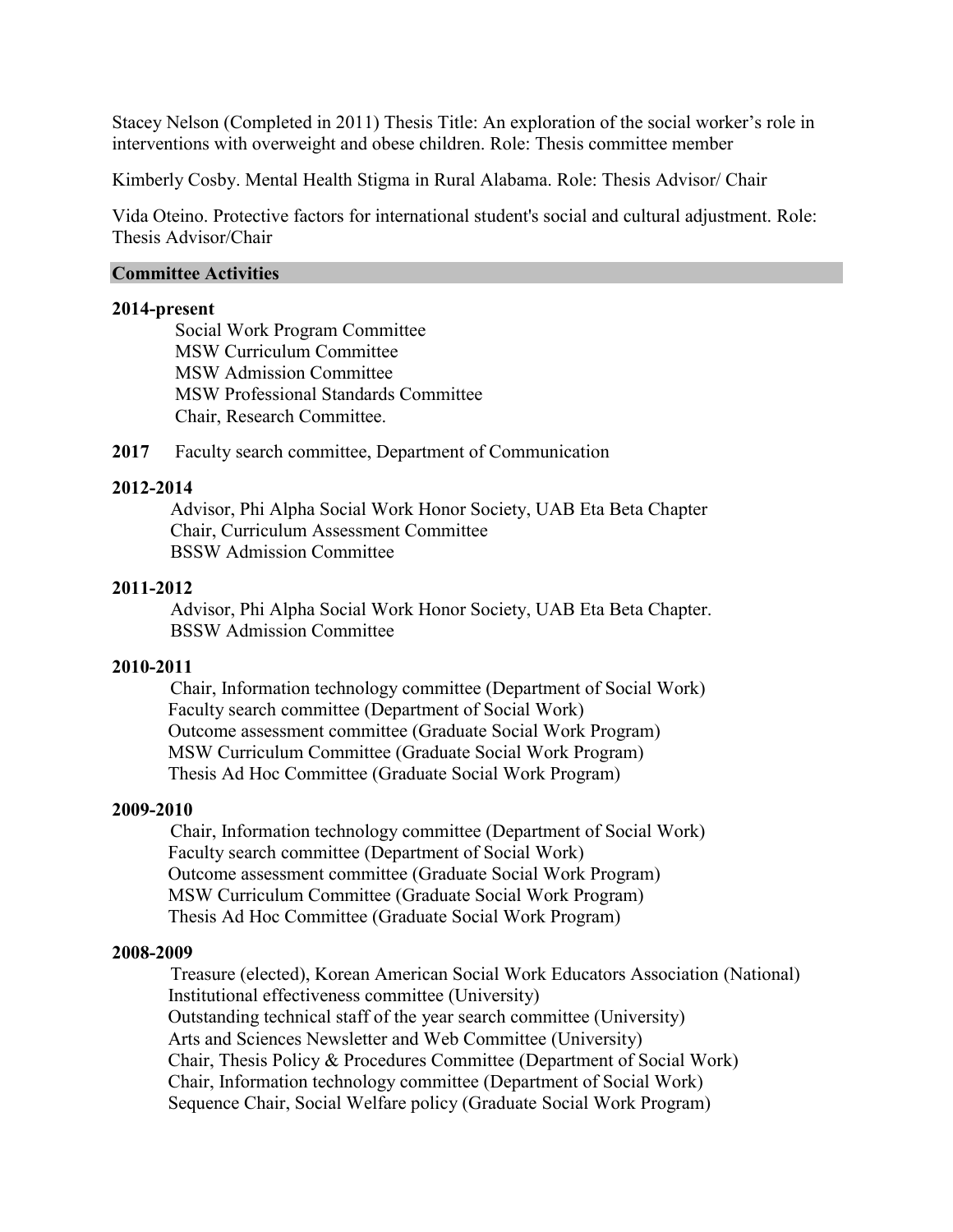Stacey Nelson (Completed in 2011) Thesis Title: An exploration of the social worker's role in interventions with overweight and obese children. Role: Thesis committee member

Kimberly Cosby. Mental Health Stigma in Rural Alabama. Role: Thesis Advisor/ Chair

Vida Oteino. Protective factors for international student's social and cultural adjustment. Role: Thesis Advisor/Chair

## Committee Activities

**2014-present**

Social Work Program Committee
MSW Curriculum Committee
MSW Admission Committee
MSW Professional Standards Committee
Chair, Research Committee.

**2017** Faculty search committee, Department of Communication

**2012-2014**

Advisor, Phi Alpha Social Work Honor Society, UAB Eta Beta Chapter
Chair, Curriculum Assessment Committee
BSSW Admission Committee

**2011-2012**

Advisor, Phi Alpha Social Work Honor Society, UAB Eta Beta Chapter.
BSSW Admission Committee

**2010-2011**

Chair, Information technology committee (Department of Social Work)
Faculty search committee (Department of Social Work)
Outcome assessment committee (Graduate Social Work Program)
MSW Curriculum Committee (Graduate Social Work Program)
Thesis Ad Hoc Committee (Graduate Social Work Program)

**2009-2010**

Chair, Information technology committee (Department of Social Work)
Faculty search committee (Department of Social Work)
Outcome assessment committee (Graduate Social Work Program)
MSW Curriculum Committee (Graduate Social Work Program)
Thesis Ad Hoc Committee (Graduate Social Work Program)

**2008-2009**

Treasure (elected), Korean American Social Work Educators Association (National)
Institutional effectiveness committee (University)
Outstanding technical staff of the year search committee (University)
Arts and Sciences Newsletter and Web Committee (University)
Chair, Thesis Policy & Procedures Committee (Department of Social Work)
Chair, Information technology committee (Department of Social Work)
Sequence Chair, Social Welfare policy (Graduate Social Work Program)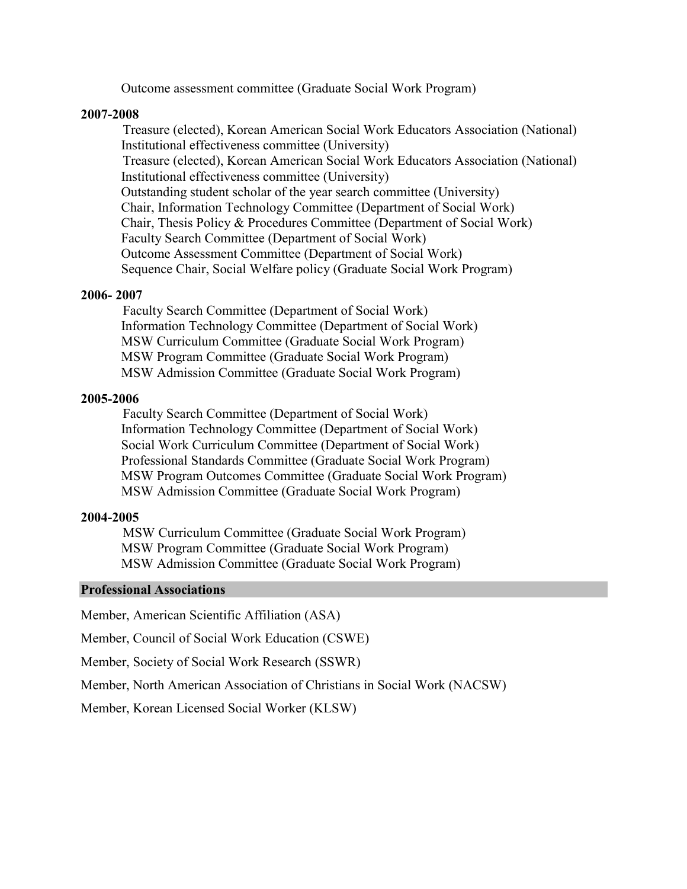Outcome assessment committee (Graduate Social Work Program)

**2007-2008**

Treasure (elected), Korean American Social Work Educators Association (National)
Institutional effectiveness committee (University)
Treasure (elected), Korean American Social Work Educators Association (National)
Institutional effectiveness committee (University)
Outstanding student scholar of the year search committee (University)
Chair, Information Technology Committee (Department of Social Work)
Chair, Thesis Policy & Procedures Committee (Department of Social Work)
Faculty Search Committee (Department of Social Work)
Outcome Assessment Committee (Department of Social Work)
Sequence Chair, Social Welfare policy (Graduate Social Work Program)

**2006- 2007**

Faculty Search Committee (Department of Social Work)
Information Technology Committee (Department of Social Work)
MSW Curriculum Committee (Graduate Social Work Program)
MSW Program Committee (Graduate Social Work Program)
MSW Admission Committee (Graduate Social Work Program)

**2005-2006**

Faculty Search Committee (Department of Social Work)
Information Technology Committee (Department of Social Work)
Social Work Curriculum Committee (Department of Social Work)
Professional Standards Committee (Graduate Social Work Program)
MSW Program Outcomes Committee (Graduate Social Work Program)
MSW Admission Committee (Graduate Social Work Program)

**2004-2005**

MSW Curriculum Committee (Graduate Social Work Program)
MSW Program Committee (Graduate Social Work Program)
MSW Admission Committee (Graduate Social Work Program)

## Professional Associations

Member, American Scientific Affiliation (ASA)

Member, Council of Social Work Education (CSWE)

Member, Society of Social Work Research (SSWR)

Member, North American Association of Christians in Social Work (NACSW)

Member, Korean Licensed Social Worker (KLSW)